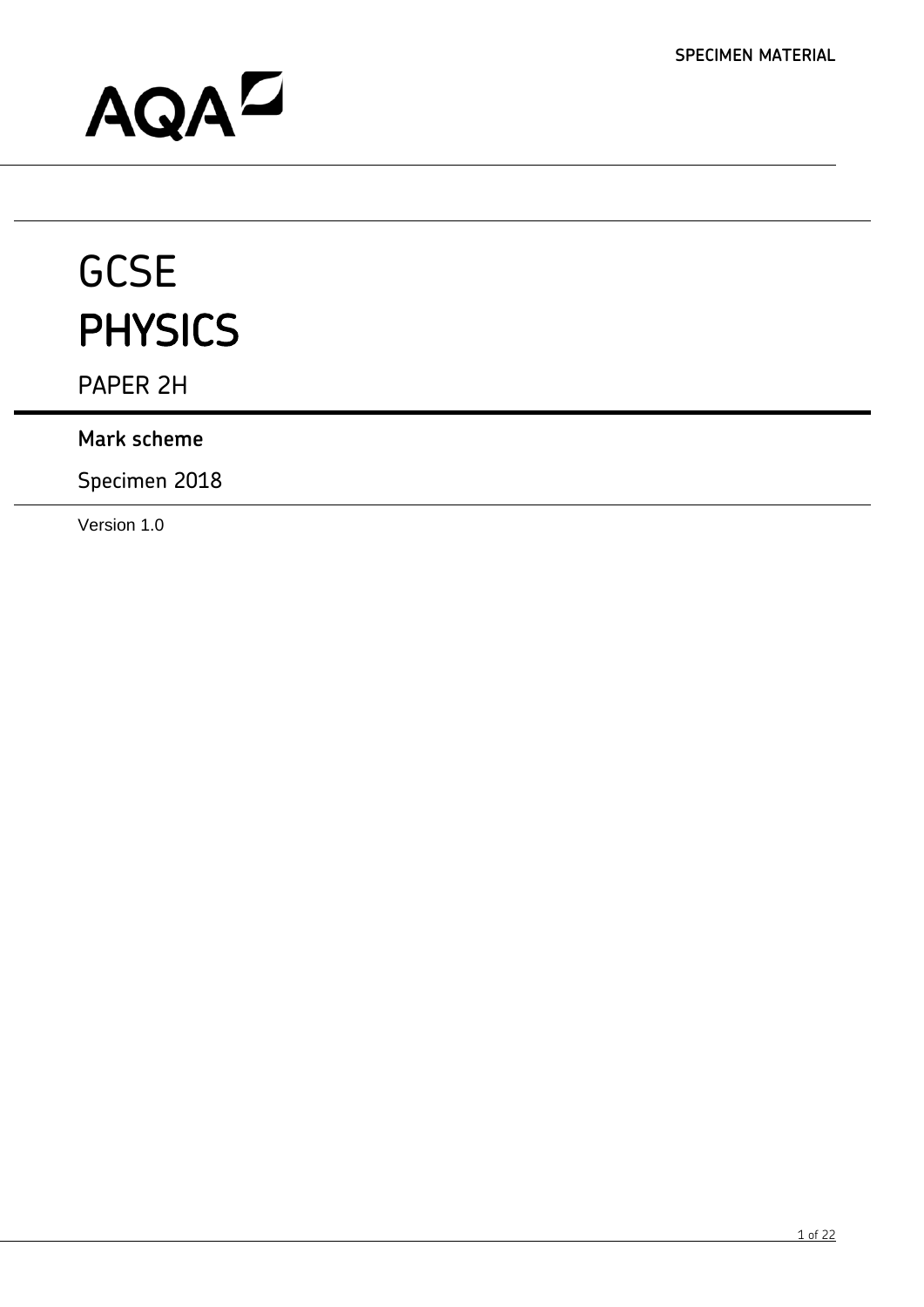SPECIMEN MATERIAL

AQA

# GCSE
# PHYSICS

PAPER 2H

**Mark scheme**

Specimen 2018

Version 1.0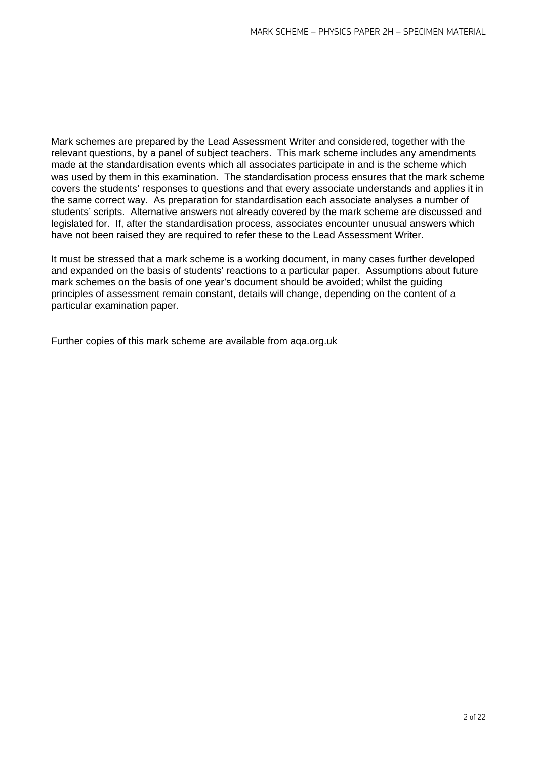Mark schemes are prepared by the Lead Assessment Writer and considered, together with the relevant questions, by a panel of subject teachers. This mark scheme includes any amendments made at the standardisation events which all associates participate in and is the scheme which was used by them in this examination. The standardisation process ensures that the mark scheme covers the students' responses to questions and that every associate understands and applies it in the same correct way. As preparation for standardisation each associate analyses a number of students' scripts. Alternative answers not already covered by the mark scheme are discussed and legislated for. If, after the standardisation process, associates encounter unusual answers which have not been raised they are required to refer these to the Lead Assessment Writer.

It must be stressed that a mark scheme is a working document, in many cases further developed and expanded on the basis of students' reactions to a particular paper. Assumptions about future mark schemes on the basis of one year's document should be avoided; whilst the guiding principles of assessment remain constant, details will change, depending on the content of a particular examination paper.

Further copies of this mark scheme are available from aqa.org.uk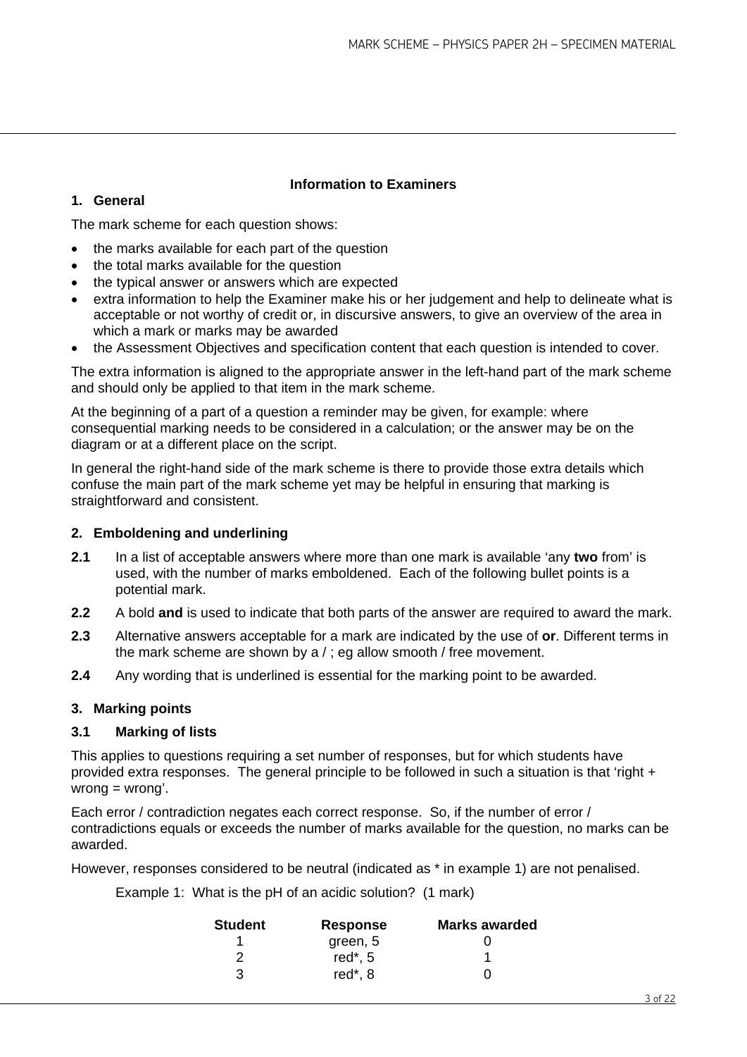## Information to Examiners

### 1. General

The mark scheme for each question shows:

- the marks available for each part of the question
- the total marks available for the question
- the typical answer or answers which are expected
- extra information to help the Examiner make his or her judgement and help to delineate what is acceptable or not worthy of credit or, in discursive answers, to give an overview of the area in which a mark or marks may be awarded
- the Assessment Objectives and specification content that each question is intended to cover.

The extra information is aligned to the appropriate answer in the left-hand part of the mark scheme and should only be applied to that item in the mark scheme.

At the beginning of a part of a question a reminder may be given, for example: where consequential marking needs to be considered in a calculation; or the answer may be on the diagram or at a different place on the script.

In general the right-hand side of the mark scheme is there to provide those extra details which confuse the main part of the mark scheme yet may be helpful in ensuring that marking is straightforward and consistent.

### 2. Emboldening and underlining

**2.1** In a list of acceptable answers where more than one mark is available 'any **two** from' is used, with the number of marks emboldened. Each of the following bullet points is a potential mark.

**2.2** A bold **and** is used to indicate that both parts of the answer are required to award the mark.

**2.3** Alternative answers acceptable for a mark are indicated by the use of **or**. Different terms in the mark scheme are shown by a / ; eg allow smooth / free movement.

**2.4** Any wording that is underlined is essential for the marking point to be awarded.

### 3. Marking points

#### 3.1 Marking of lists

This applies to questions requiring a set number of responses, but for which students have provided extra responses. The general principle to be followed in such a situation is that 'right + wrong = wrong'.

Each error / contradiction negates each correct response. So, if the number of error / contradictions equals or exceeds the number of marks available for the question, no marks can be awarded.

However, responses considered to be neutral (indicated as * in example 1) are not penalised.

Example 1: What is the pH of an acidic solution? (1 mark)

| Student | Response | Marks awarded |
|---|---|---|
| 1 | green, 5 | 0 |
| 2 | red*, 5 | 1 |
| 3 | red*, 8 | 0 |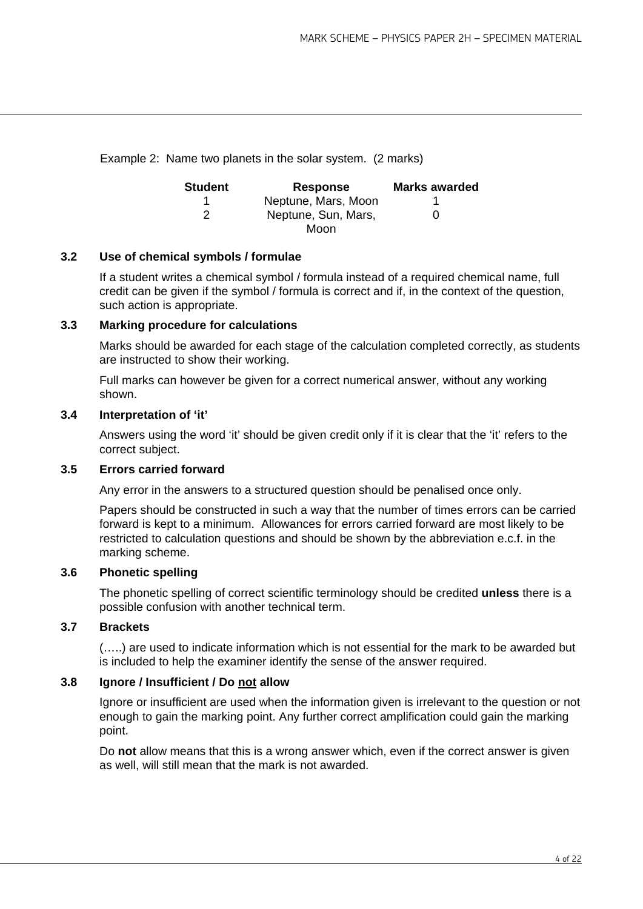Example 2: Name two planets in the solar system. (2 marks)

| Student | Response | Marks awarded |
|---|---|---|
| 1 | Neptune, Mars, Moon | 1 |
| 2 | Neptune, Sun, Mars, Moon | 0 |

### 3.2 Use of chemical symbols / formulae

If a student writes a chemical symbol / formula instead of a required chemical name, full credit can be given if the symbol / formula is correct and if, in the context of the question, such action is appropriate.

### 3.3 Marking procedure for calculations

Marks should be awarded for each stage of the calculation completed correctly, as students are instructed to show their working.

Full marks can however be given for a correct numerical answer, without any working shown.

### 3.4 Interpretation of 'it'

Answers using the word 'it' should be given credit only if it is clear that the 'it' refers to the correct subject.

### 3.5 Errors carried forward

Any error in the answers to a structured question should be penalised once only.

Papers should be constructed in such a way that the number of times errors can be carried forward is kept to a minimum. Allowances for errors carried forward are most likely to be restricted to calculation questions and should be shown by the abbreviation e.c.f. in the marking scheme.

### 3.6 Phonetic spelling

The phonetic spelling of correct scientific terminology should be credited **unless** there is a possible confusion with another technical term.

### 3.7 Brackets

(…..) are used to indicate information which is not essential for the mark to be awarded but is included to help the examiner identify the sense of the answer required.

### 3.8 Ignore / Insufficient / Do not allow

Ignore or insufficient are used when the information given is irrelevant to the question or not enough to gain the marking point. Any further correct amplification could gain the marking point.

Do **not** allow means that this is a wrong answer which, even if the correct answer is given as well, will still mean that the mark is not awarded.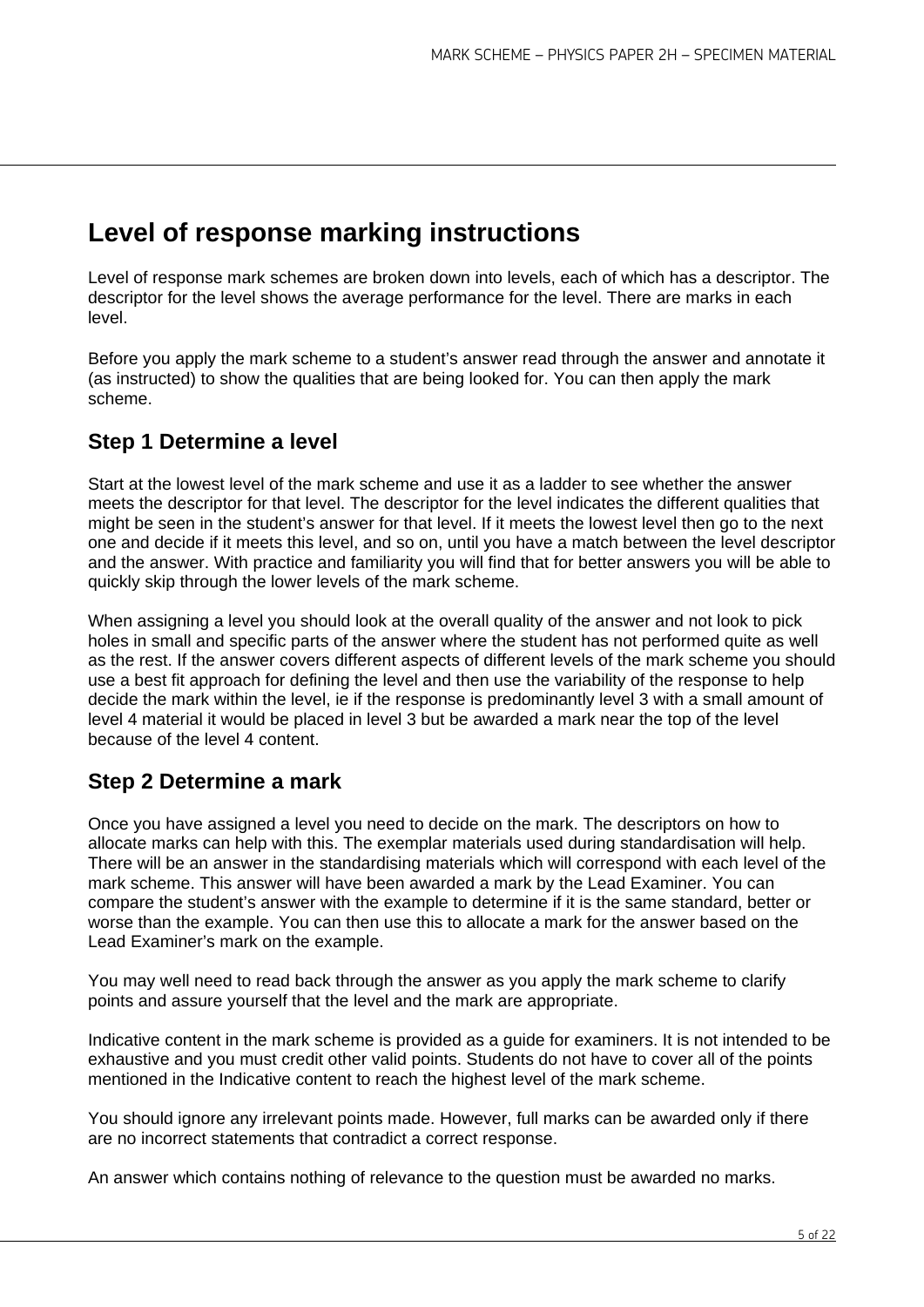# Level of response marking instructions

Level of response mark schemes are broken down into levels, each of which has a descriptor. The descriptor for the level shows the average performance for the level. There are marks in each level.

Before you apply the mark scheme to a student's answer read through the answer and annotate it (as instructed) to show the qualities that are being looked for. You can then apply the mark scheme.

## Step 1 Determine a level

Start at the lowest level of the mark scheme and use it as a ladder to see whether the answer meets the descriptor for that level. The descriptor for the level indicates the different qualities that might be seen in the student's answer for that level. If it meets the lowest level then go to the next one and decide if it meets this level, and so on, until you have a match between the level descriptor and the answer. With practice and familiarity you will find that for better answers you will be able to quickly skip through the lower levels of the mark scheme.

When assigning a level you should look at the overall quality of the answer and not look to pick holes in small and specific parts of the answer where the student has not performed quite as well as the rest. If the answer covers different aspects of different levels of the mark scheme you should use a best fit approach for defining the level and then use the variability of the response to help decide the mark within the level, ie if the response is predominantly level 3 with a small amount of level 4 material it would be placed in level 3 but be awarded a mark near the top of the level because of the level 4 content.

## Step 2 Determine a mark

Once you have assigned a level you need to decide on the mark. The descriptors on how to allocate marks can help with this. The exemplar materials used during standardisation will help. There will be an answer in the standardising materials which will correspond with each level of the mark scheme. This answer will have been awarded a mark by the Lead Examiner. You can compare the student's answer with the example to determine if it is the same standard, better or worse than the example. You can then use this to allocate a mark for the answer based on the Lead Examiner's mark on the example.

You may well need to read back through the answer as you apply the mark scheme to clarify points and assure yourself that the level and the mark are appropriate.

Indicative content in the mark scheme is provided as a guide for examiners. It is not intended to be exhaustive and you must credit other valid points. Students do not have to cover all of the points mentioned in the Indicative content to reach the highest level of the mark scheme.

You should ignore any irrelevant points made. However, full marks can be awarded only if there are no incorrect statements that contradict a correct response.

An answer which contains nothing of relevance to the question must be awarded no marks.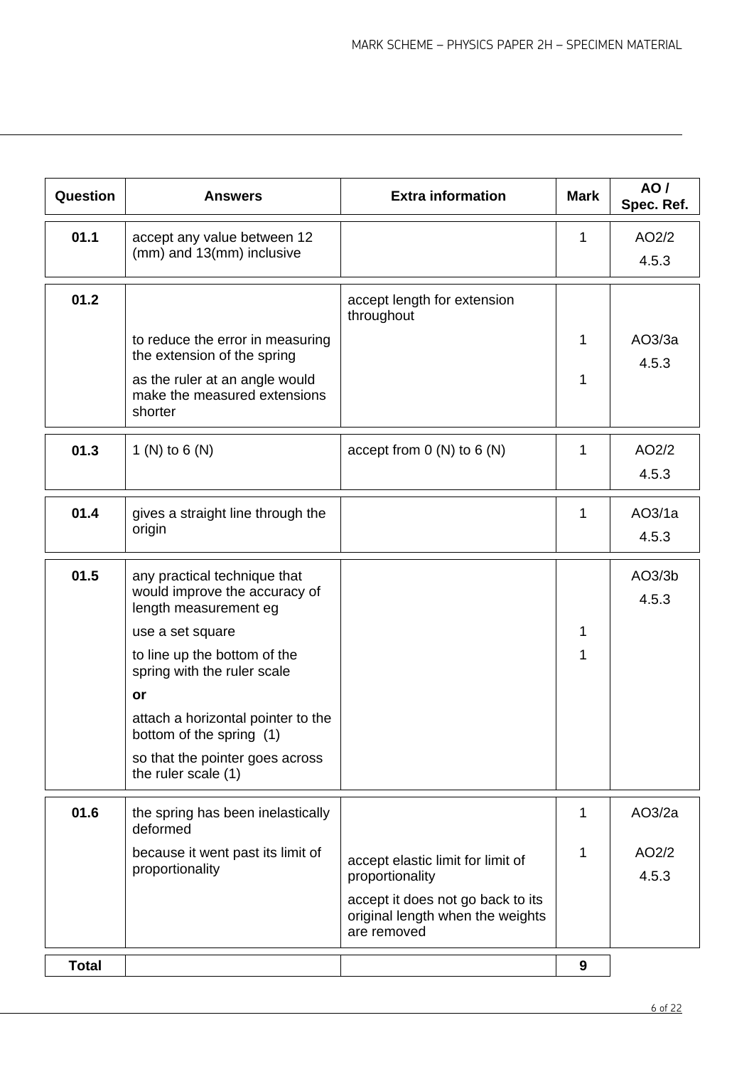| Question | Answers | Extra information | Mark | AO / Spec. Ref. |
|---|---|---|---|---|
| 01.1 | accept any value between 12 (mm) and 13(mm) inclusive | | 1 | AO2/2<br>4.5.3 |
| 01.2 | to reduce the error in measuring the extension of the spring<br>as the ruler at an angle would make the measured extensions shorter | accept length for extension throughout | 1<br>1 | AO3/3a<br>4.5.3 |
| 01.3 | 1 (N) to 6 (N) | accept from 0 (N) to 6 (N) | 1 | AO2/2<br>4.5.3 |
| 01.4 | gives a straight line through the origin | | 1 | AO3/1a<br>4.5.3 |
| 01.5 | any practical technique that would improve the accuracy of length measurement eg<br>use a set square<br>to line up the bottom of the spring with the ruler scale<br>**or**<br>attach a horizontal pointer to the bottom of the spring (1)<br>so that the pointer goes across the ruler scale (1) | | 1<br>1 | AO3/3b<br>4.5.3 |
| 01.6 | the spring has been inelastically deformed<br>because it went past its limit of proportionality | accept elastic limit for limit of proportionality<br>accept it does not go back to its original length when the weights are removed | 1<br>1 | AO3/2a<br>AO2/2<br>4.5.3 |
| **Total** | | | **9** | |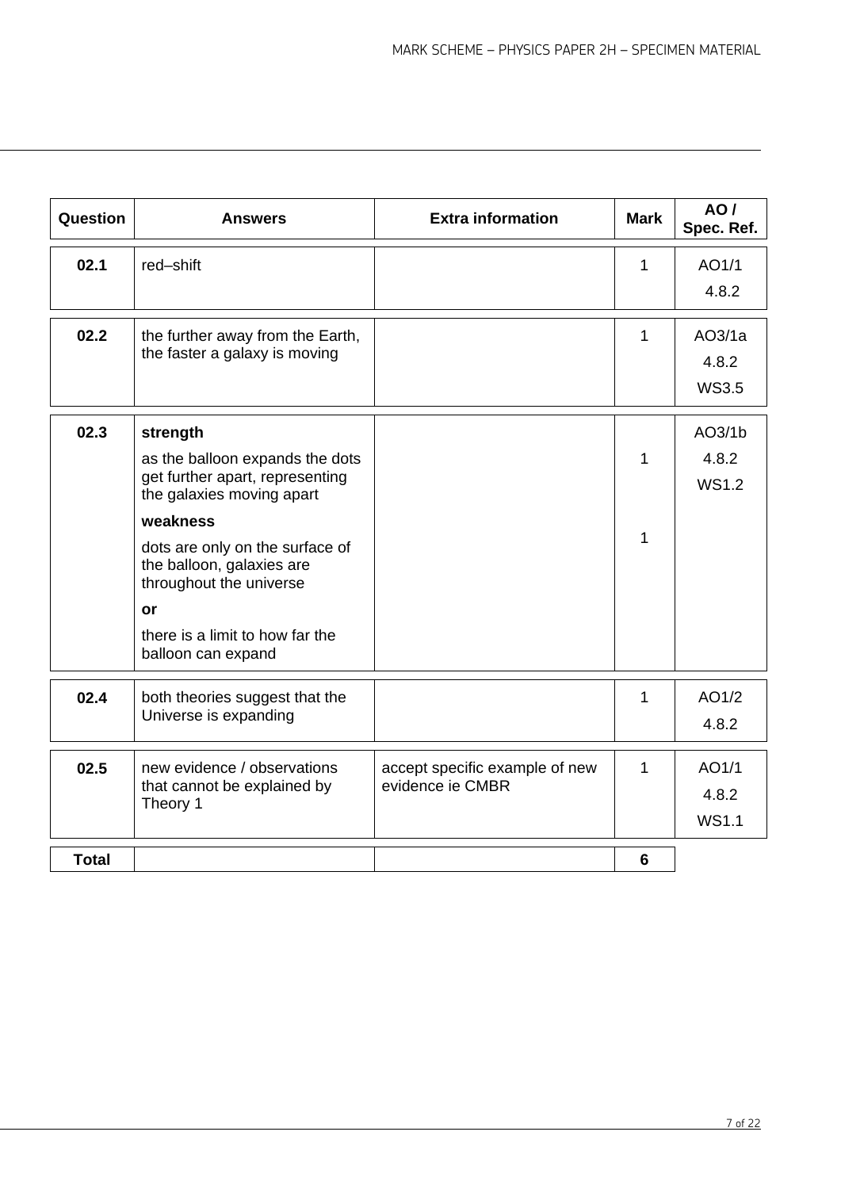| Question | Answers | Extra information | Mark | AO / Spec. Ref. |
|---|---|---|---|---|
| 02.1 | red–shift | | 1 | AO1/1<br>4.8.2 |
| 02.2 | the further away from the Earth, the faster a galaxy is moving | | 1 | AO3/1a<br>4.8.2<br>WS3.5 |
| 02.3 | **strength**<br>as the balloon expands the dots get further apart, representing the galaxies moving apart<br>**weakness**<br>dots are only on the surface of the balloon, galaxies are throughout the universe<br>**or**<br>there is a limit to how far the balloon can expand | | 1<br><br>1 | AO3/1b<br>4.8.2<br>WS1.2 |
| 02.4 | both theories suggest that the Universe is expanding | | 1 | AO1/2<br>4.8.2 |
| 02.5 | new evidence / observations that cannot be explained by Theory 1 | accept specific example of new evidence ie CMBR | 1 | AO1/1<br>4.8.2<br>WS1.1 |
| **Total** | | | **6** | |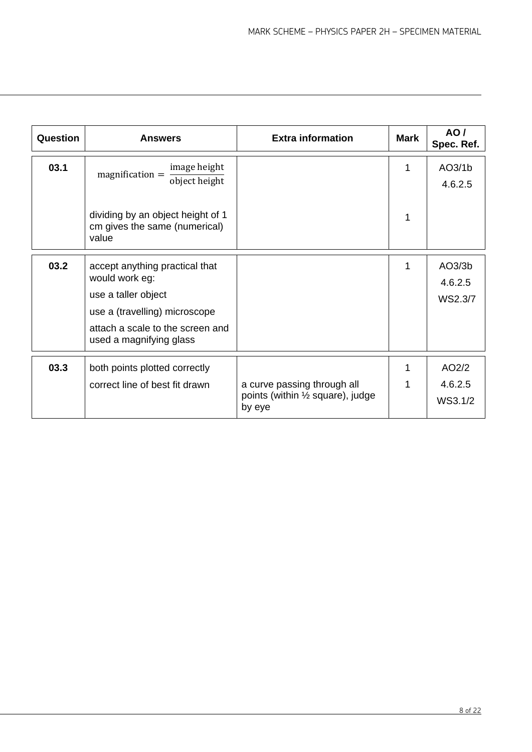| Question | Answers | Extra information | Mark | AO / Spec. Ref. |
|---|---|---|---|---|
| 03.1 | $\text{magnification} = \frac{\text{image height}}{\text{object height}}$ | | 1 | AO3/1b<br>4.6.2.5 |
| | dividing by an object height of 1 cm gives the same (numerical) value | | 1 | |
| 03.2 | accept anything practical that would work eg:<br>use a taller object<br>use a (travelling) microscope<br>attach a scale to the screen and used a magnifying glass | | 1 | AO3/3b<br>4.6.2.5<br>WS2.3/7 |
| 03.3 | both points plotted correctly | | 1 | AO2/2<br>4.6.2.5<br>WS3.1/2 |
| | correct line of best fit drawn | a curve passing through all points (within ½ square), judge by eye | 1 | |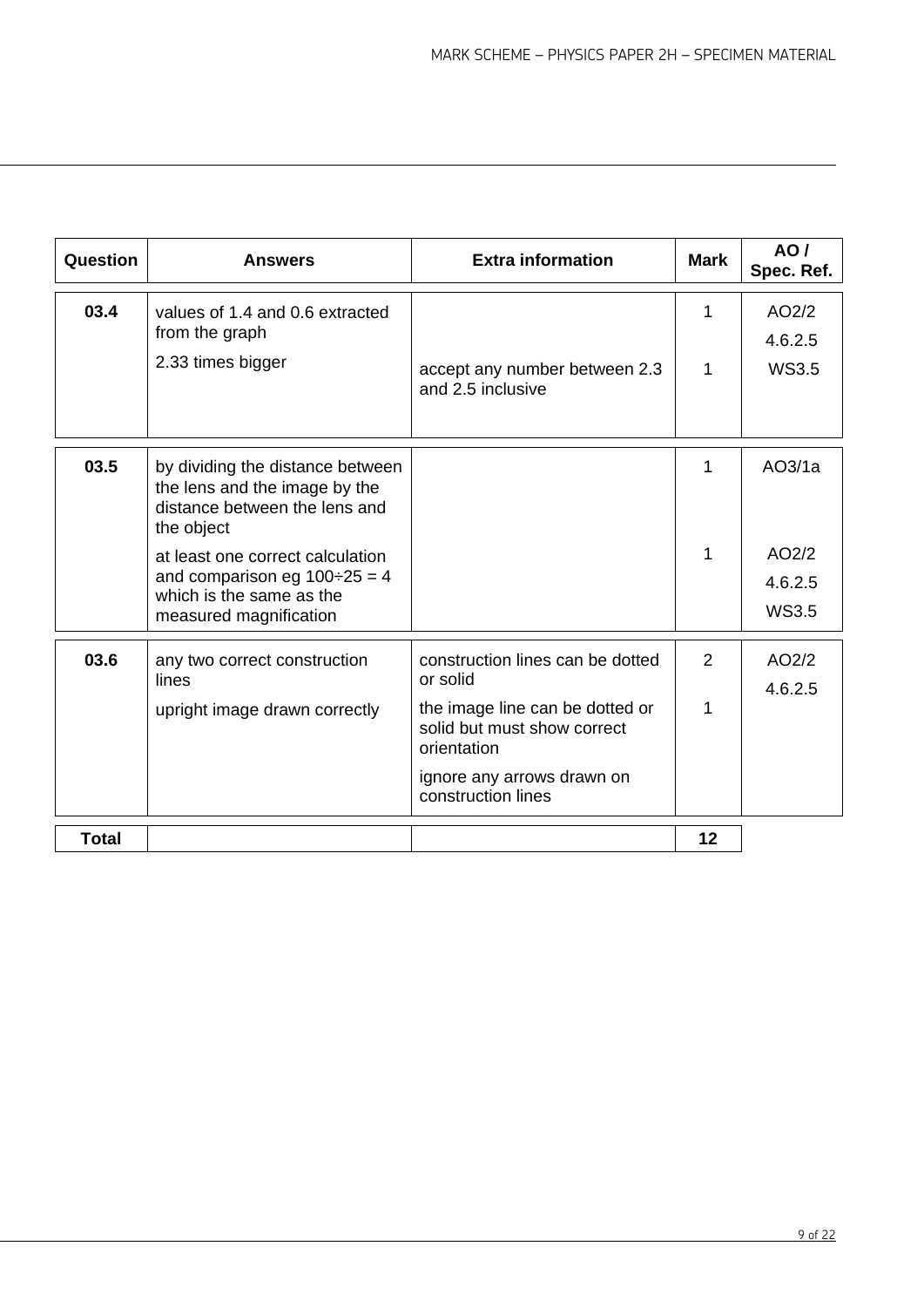| Question | Answers | Extra information | Mark | AO / Spec. Ref. |
|---|---|---|---|---|
| 03.4 | values of 1.4 and 0.6 extracted from the graph | | 1 | AO2/2<br>4.6.2.5 |
| | 2.33 times bigger | accept any number between 2.3 and 2.5 inclusive | 1 | WS3.5 |
| 03.5 | by dividing the distance between the lens and the image by the distance between the lens and the object | | 1 | AO3/1a |
| | at least one correct calculation and comparison eg $100 \div 25 = 4$ which is the same as the measured magnification | | 1 | AO2/2<br>4.6.2.5<br>WS3.5 |
| 03.6 | any two correct construction lines | construction lines can be dotted or solid | 2 | AO2/2<br>4.6.2.5 |
| | upright image drawn correctly | the image line can be dotted or solid but must show correct orientation<br><br>ignore any arrows drawn on construction lines | 1 | |
| **Total** | | | **12** | |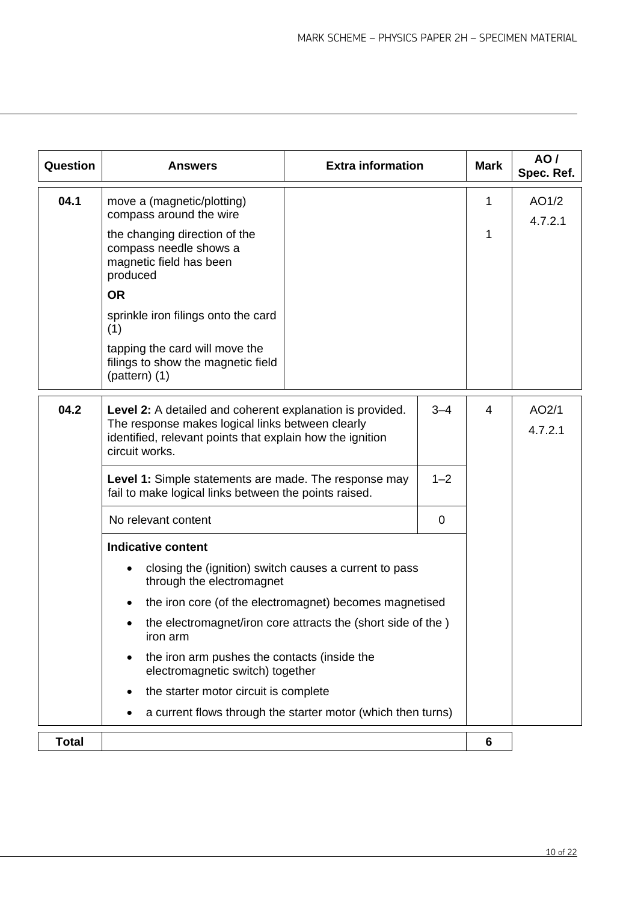| Question | Answers | Extra information | Mark | AO / Spec. Ref. |
|---|---|---|---|---|
| 04.1 | move a (magnetic/plotting) compass around the wire<br><br>the changing direction of the compass needle shows a magnetic field has been produced<br><br>**OR**<br><br>sprinkle iron filings onto the card (1)<br><br>tapping the card will move the filings to show the magnetic field (pattern) (1) | | 1<br><br>1 | AO1/2<br><br>4.7.2.1 |

| Question | Answers | | Mark | AO / Spec. Ref. |
|---|---|---|---|---|
| 04.2 | **Level 2:** A detailed and coherent explanation is provided. The response makes logical links between clearly identified, relevant points that explain how the ignition circuit works. | 3–4 | 4 | AO2/1<br><br>4.7.2.1 |
| | **Level 1:** Simple statements are made. The response may fail to make logical links between the points raised. | 1–2 | | |
| | No relevant content | 0 | | |
| | **Indicative content**<br><br>• closing the (ignition) switch causes a current to pass through the electromagnet<br>• the iron core (of the electromagnet) becomes magnetised<br>• the electromagnet/iron core attracts the (short side of the ) iron arm<br>• the iron arm pushes the contacts (inside the electromagnetic switch) together<br>• the starter motor circuit is complete<br>• a current flows through the starter motor (which then turns) | | | |

| **Total** | | 6 |
|---|---|---|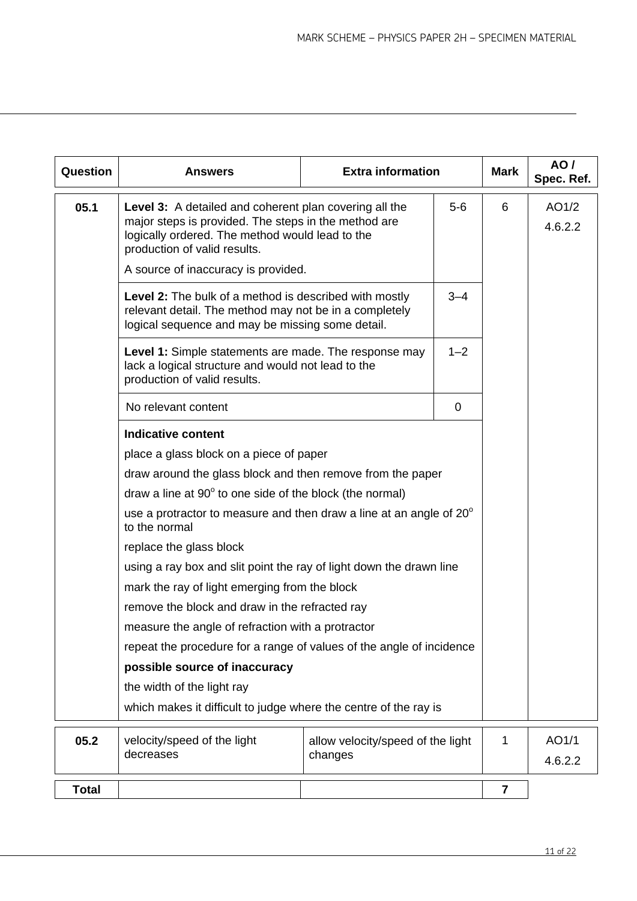| Question | Answers | Extra information | | Mark | AO / Spec. Ref. |
|---|---|---|---|---|---|
| 05.1 | **Level 3:** A detailed and coherent plan covering all the major steps is provided. The steps in the method are logically ordered. The method would lead to the production of valid results.<br><br>A source of inaccuracy is provided. | | 5-6 | 6 | AO1/2<br>4.6.2.2 |
| | **Level 2:** The bulk of a method is described with mostly relevant detail. The method may not be in a completely logical sequence and may be missing some detail. | | 3–4 | | |
| | **Level 1:** Simple statements are made. The response may lack a logical structure and would not lead to the production of valid results. | | 1–2 | | |
| | No relevant content | | 0 | | |
| | **Indicative content**<br>place a glass block on a piece of paper<br>draw around the glass block and then remove from the paper<br>draw a line at 90° to one side of the block (the normal)<br>use a protractor to measure and then draw a line at an angle of 20° to the normal<br>replace the glass block<br>using a ray box and slit point the ray of light down the drawn line<br>mark the ray of light emerging from the block<br>remove the block and draw in the refracted ray<br>measure the angle of refraction with a protractor<br>repeat the procedure for a range of values of the angle of incidence<br>**possible source of inaccuracy**<br>the width of the light ray<br>which makes it difficult to judge where the centre of the ray is | | | | |
| 05.2 | velocity/speed of the light decreases | allow velocity/speed of the light changes | | 1 | AO1/1<br>4.6.2.2 |
| **Total** | | | | **7** | |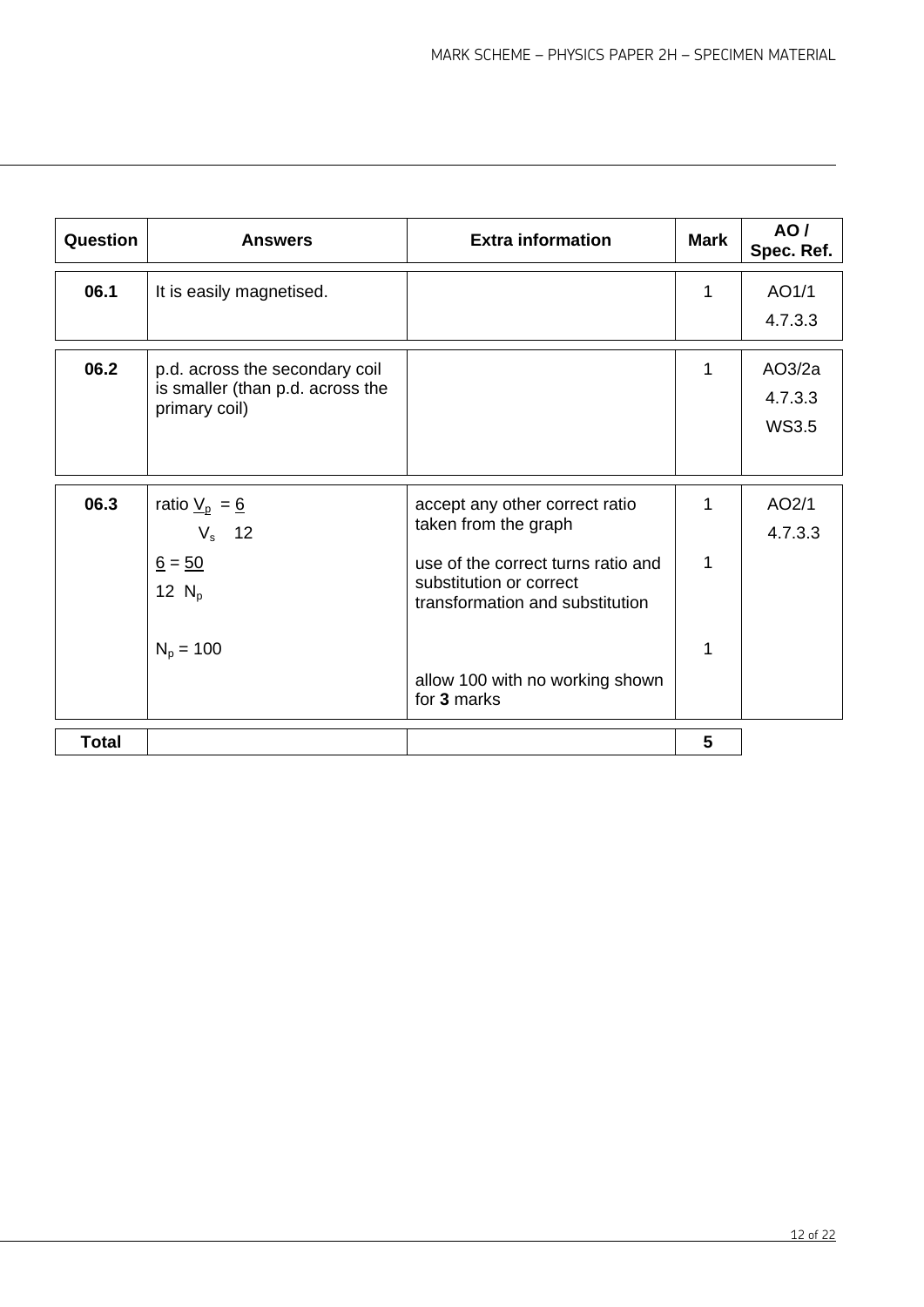| Question | Answers | Extra information | Mark | AO / Spec. Ref. |
|---|---|---|---|---|
| 06.1 | It is easily magnetised. | | 1 | AO1/1<br>4.7.3.3 |
| 06.2 | p.d. across the secondary coil is smaller (than p.d. across the primary coil) | | 1 | AO3/2a<br>4.7.3.3<br>WS3.5 |
| 06.3 | ratio $\frac{V_p}{V_s} = \frac{6}{12}$ | accept any other correct ratio taken from the graph | 1 | AO2/1<br>4.7.3.3 |
| | $\frac{6}{12} = \frac{50}{N_p}$ | use of the correct turns ratio and substitution or correct transformation and substitution | 1 | |
| | $N_p = 100$ | | 1 | |
| | | allow 100 with no working shown for **3** marks | | |
| **Total** | | | **5** | |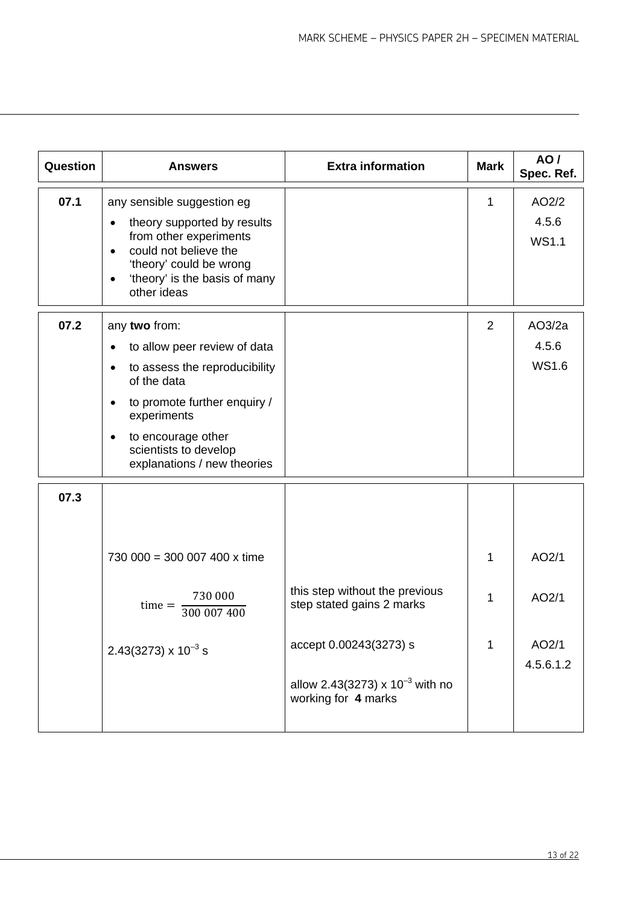| Question | Answers | Extra information | Mark | AO / Spec. Ref. |
|---|---|---|---|---|
| 07.1 | any sensible suggestion eg<br>• theory supported by results from other experiments<br>• could not believe the 'theory' could be wrong<br>• 'theory' is the basis of many other ideas | | 1 | AO2/2<br>4.5.6<br>WS1.1 |
| 07.2 | any **two** from:<br>• to allow peer review of data<br>• to assess the reproducibility of the data<br>• to promote further enquiry / experiments<br>• to encourage other scientists to develop explanations / new theories | | 2 | AO3/2a<br>4.5.6<br>WS1.6 |
| 07.3 | 730 000 = 300 007 400 x time | | 1 | AO2/1 |
| | $\text{time} = \frac{730\,000}{300\,007\,400}$ | this step without the previous step stated gains 2 marks | 1 | AO2/1 |
| | 2.43(3273) x $10^{-3}$ s | accept 0.00243(3273) s<br><br>allow 2.43(3273) x $10^{-3}$ with no working for **4** marks | 1 | AO2/1<br>4.5.6.1.2 |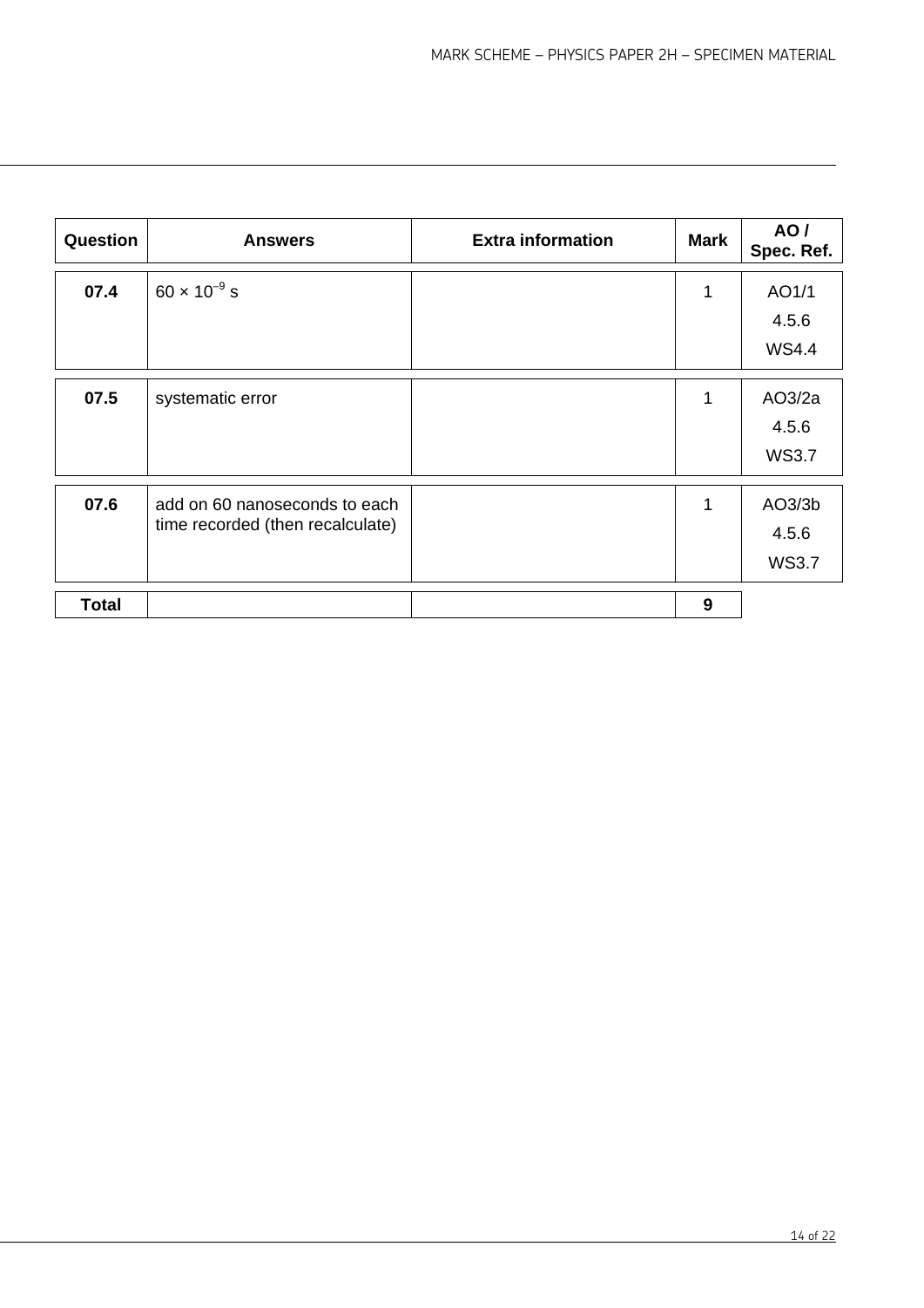| Question | Answers | Extra information | Mark | AO / Spec. Ref. |
|---|---|---|---|---|
| **07.4** | $60 \times 10^{-9}$ s | | 1 | AO1/1<br>4.5.6<br>WS4.4 |
| **07.5** | systematic error | | 1 | AO3/2a<br>4.5.6<br>WS3.7 |
| **07.6** | add on 60 nanoseconds to each time recorded (then recalculate) | | 1 | AO3/3b<br>4.5.6<br>WS3.7 |
| **Total** | | | **9** | |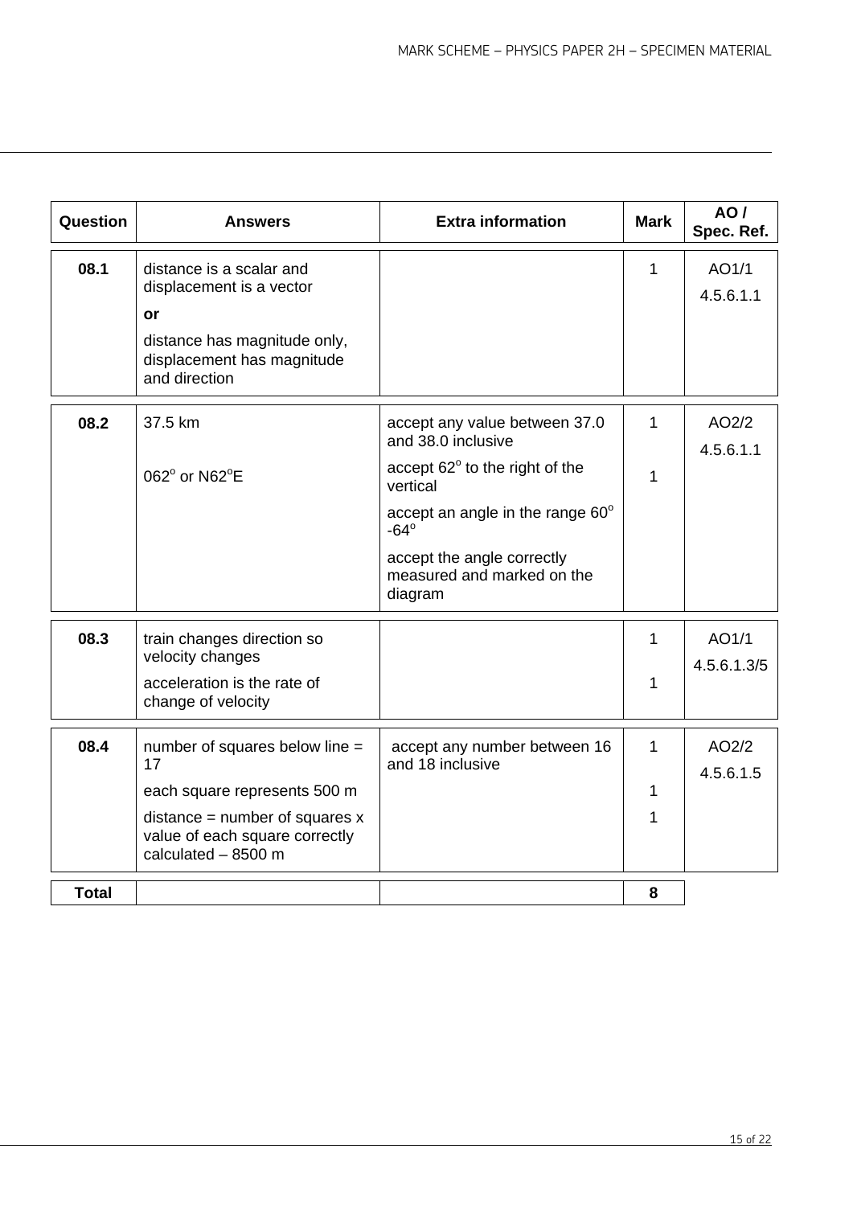| Question | Answers | Extra information | Mark | AO / Spec. Ref. |
|---|---|---|---|---|
| 08.1 | distance is a scalar and displacement is a vector<br>**or**<br>distance has magnitude only, displacement has magnitude and direction | | 1 | AO1/1<br>4.5.6.1.1 |
| 08.2 | 37.5 km<br><br>062$^{o}$ or N62$^{o}$E | accept any value between 37.0 and 38.0 inclusive<br>accept 62$^{o}$ to the right of the vertical<br>accept an angle in the range 60$^{o}$ -64$^{o}$<br>accept the angle correctly measured and marked on the diagram | 1<br><br>1 | AO2/2<br>4.5.6.1.1 |
| 08.3 | train changes direction so velocity changes<br>acceleration is the rate of change of velocity | | 1<br><br>1 | AO1/1<br>4.5.6.1.3/5 |
| 08.4 | number of squares below line = 17<br>each square represents 500 m<br>distance = number of squares x value of each square correctly calculated – 8500 m | accept any number between 16 and 18 inclusive | 1<br><br>1<br>1 | AO2/2<br>4.5.6.1.5 |
| **Total** | | | **8** | |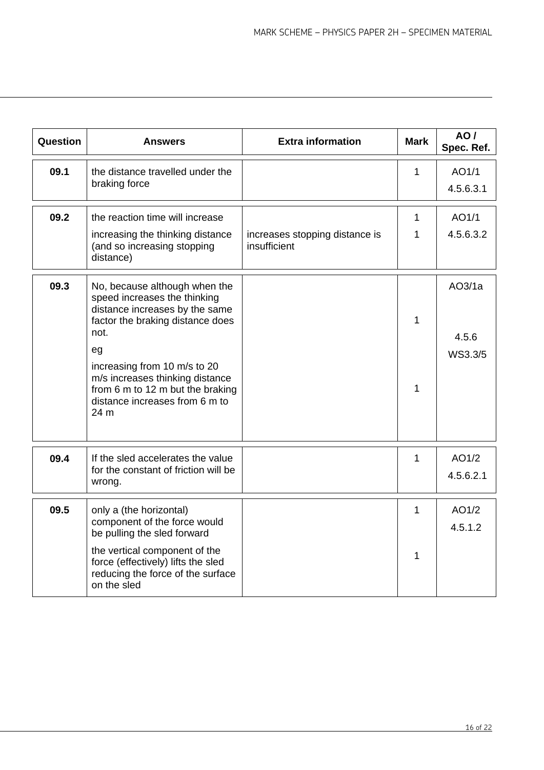| Question | Answers | Extra information | Mark | AO / Spec. Ref. |
|---|---|---|---|---|
| 09.1 | the distance travelled under the braking force | | 1 | AO1/1 4.5.6.3.1 |
| 09.2 | the reaction time will increase | | 1 | AO1/1 4.5.6.3.2 |
| | increasing the thinking distance (and so increasing stopping distance) | increases stopping distance is insufficient | 1 | |
| 09.3 | No, because although when the speed increases the thinking distance increases by the same factor the braking distance does not. | | 1 | AO3/1a 4.5.6 WS3.3/5 |
| | eg increasing from 10 m/s to 20 m/s increases thinking distance from 6 m to 12 m but the braking distance increases from 6 m to 24 m | | 1 | |
| 09.4 | If the sled accelerates the value for the constant of friction will be wrong. | | 1 | AO1/2 4.5.6.2.1 |
| 09.5 | only a (the horizontal) component of the force would be pulling the sled forward | | 1 | AO1/2 4.5.1.2 |
| | the vertical component of the force (effectively) lifts the sled reducing the force of the surface on the sled | | 1 | |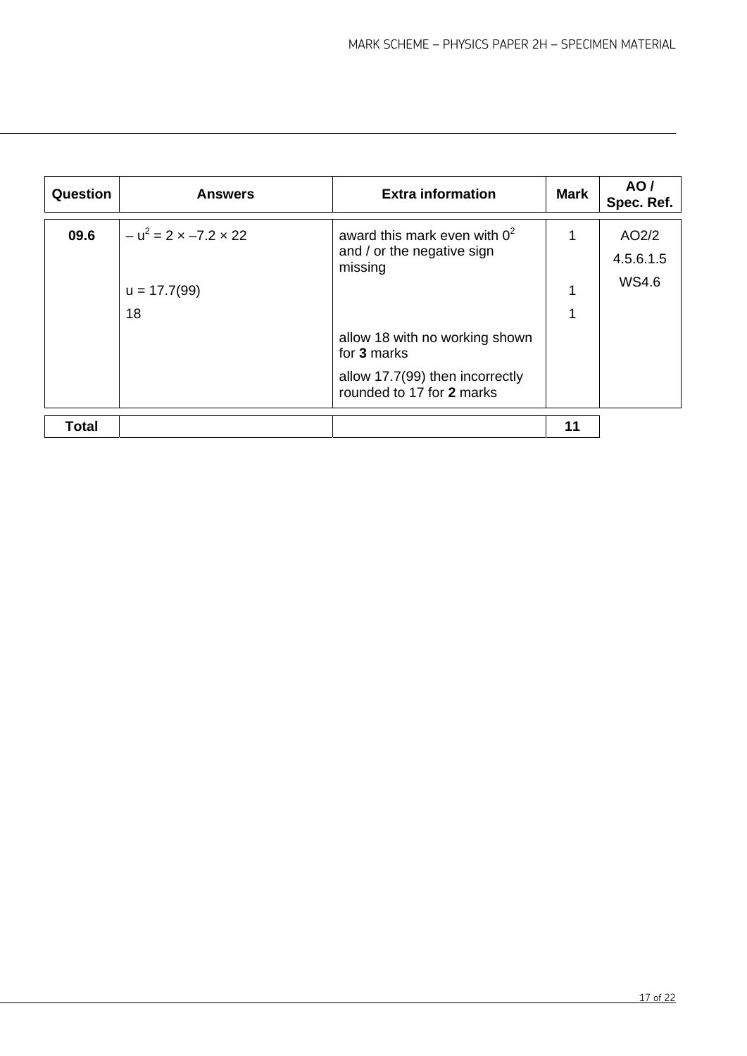| Question | Answers | Extra information | Mark | AO / Spec. Ref. |
|---|---|---|---|---|
| 09.6 | $-u^2 = 2 \times -7.2 \times 22$ | award this mark even with $0^2$ and / or the negative sign missing | 1 | AO2/2 4.5.6.1.5 WS4.6 |
| | u = 17.7(99) | | 1 | |
| | 18 | | 1 | |
| | | allow 18 with no working shown for **3** marks | | |
| | | allow 17.7(99) then incorrectly rounded to 17 for **2** marks | | |
| **Total** | | | **11** | |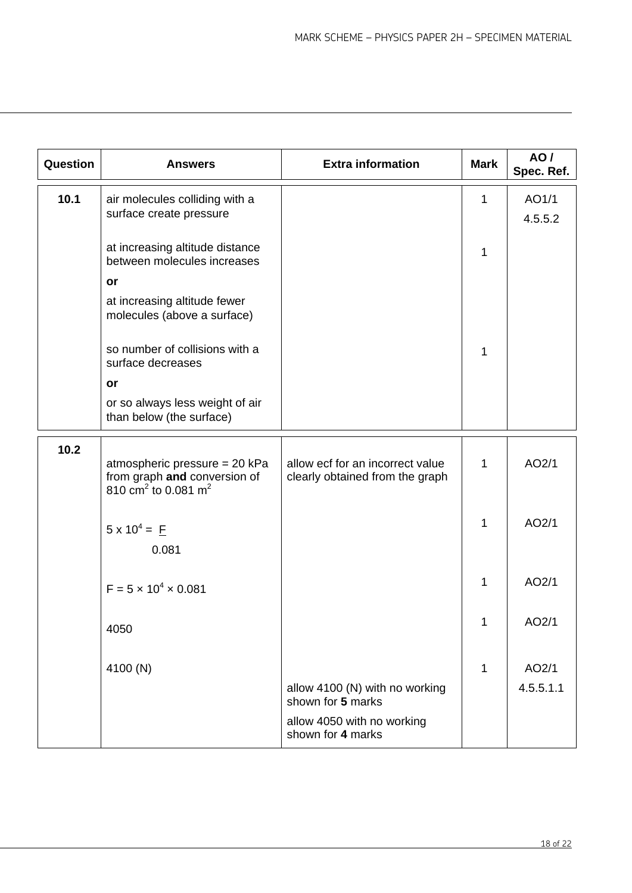| Question | Answers | Extra information | Mark | AO / Spec. Ref. |
|---|---|---|---|---|
| 10.1 | air molecules colliding with a surface create pressure | | 1 | AO1/1 4.5.5.2 |
| | at increasing altitude distance between molecules increases **or** at increasing altitude fewer molecules (above a surface) | | 1 | |
| | so number of collisions with a surface decreases **or** or so always less weight of air than below (the surface) | | 1 | |
| 10.2 | atmospheric pressure = 20 kPa from graph **and** conversion of 810 $cm^2$ to 0.081 $m^2$ | allow ecf for an incorrect value clearly obtained from the graph | 1 | AO2/1 |
| | $5 \times 10^4 = \frac{F}{0.081}$ | | 1 | AO2/1 |
| | $F = 5 \times 10^4 \times 0.081$ | | 1 | AO2/1 |
| | 4050 | | 1 | AO2/1 |
| | 4100 (N) | allow 4100 (N) with no working shown for **5** marks; allow 4050 with no working shown for **4** marks | 1 | AO2/1 4.5.5.1.1 |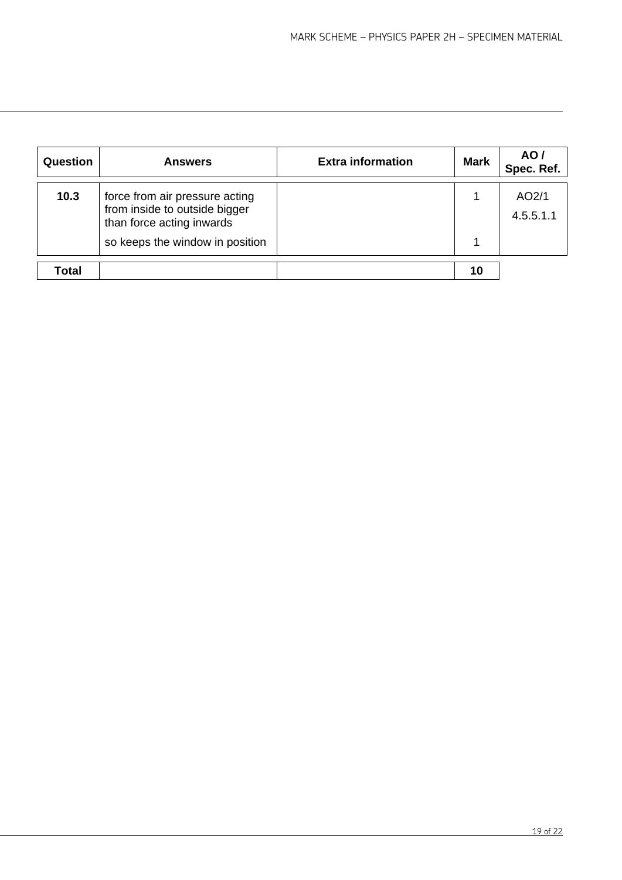| Question | Answers | Extra information | Mark | AO / Spec. Ref. |
| --- | --- | --- | --- | --- |
| **10.3** | force from air pressure acting from inside to outside bigger than force acting inwards | | 1 | AO2/1 4.5.5.1.1 |
| | so keeps the window in position | | 1 | |
| **Total** | | | **10** | |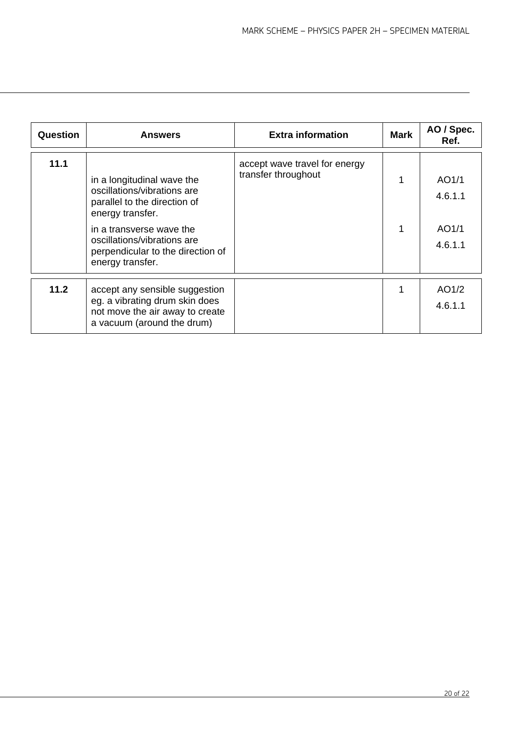| Question | Answers | Extra information | Mark | AO / Spec. Ref. |
|---|---|---|---|---|
| 11.1 | in a longitudinal wave the oscillations/vibrations are parallel to the direction of energy transfer. | accept wave travel for energy transfer throughout | 1 | AO1/1 4.6.1.1 |
| | in a transverse wave the oscillations/vibrations are perpendicular to the direction of energy transfer. | | 1 | AO1/1 4.6.1.1 |
| 11.2 | accept any sensible suggestion eg. a vibrating drum skin does not move the air away to create a vacuum (around the drum) | | 1 | AO1/2 4.6.1.1 |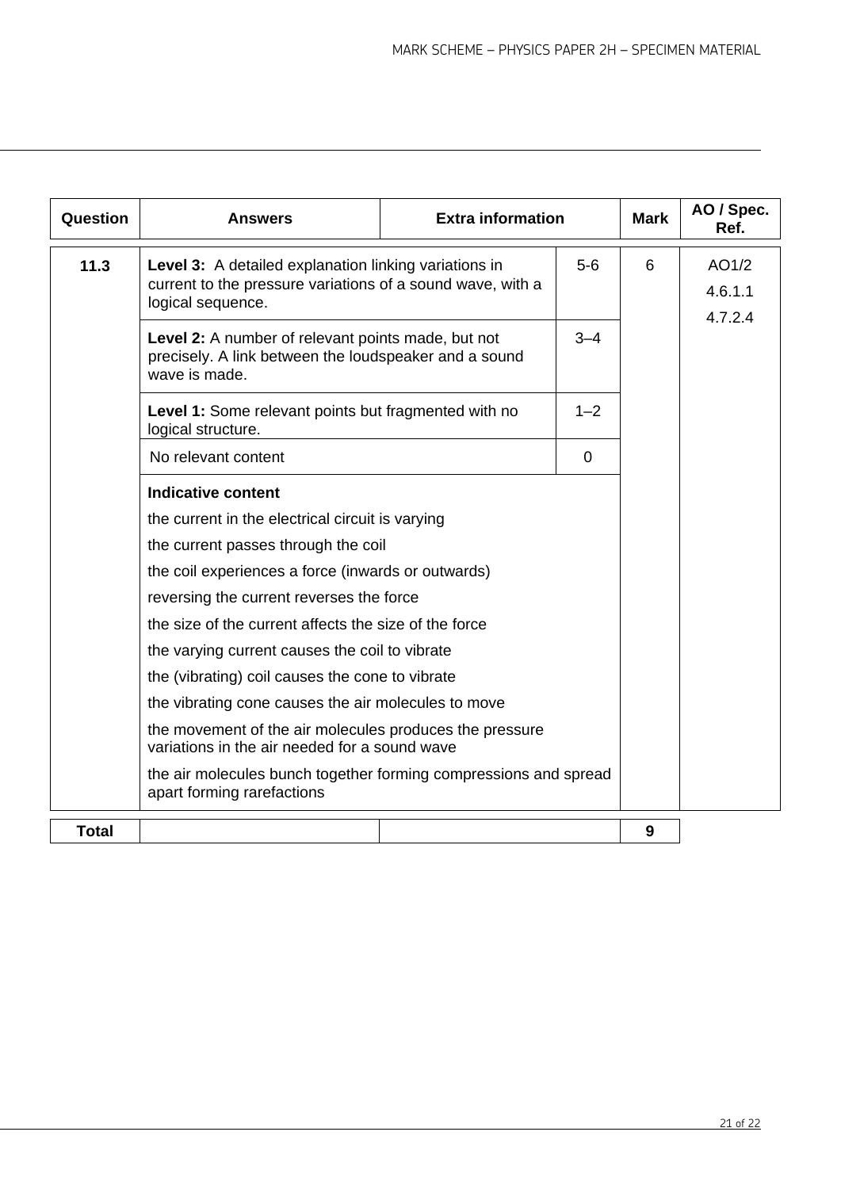| Question | Answers | Extra information | Mark | AO / Spec. Ref. |
|---|---|---|---|---|
| 11.3 | **Level 3:** A detailed explanation linking variations in current to the pressure variations of a sound wave, with a logical sequence. | 5-6 | 6 | AO1/2<br>4.6.1.1<br>4.7.2.4 |
| | **Level 2:** A number of relevant points made, but not precisely. A link between the loudspeaker and a sound wave is made. | 3–4 | | |
| | **Level 1:** Some relevant points but fragmented with no logical structure. | 1–2 | | |
| | No relevant content | 0 | | |
| | **Indicative content**<br>the current in the electrical circuit is varying<br>the current passes through the coil<br>the coil experiences a force (inwards or outwards)<br>reversing the current reverses the force<br>the size of the current affects the size of the force<br>the varying current causes the coil to vibrate<br>the (vibrating) coil causes the cone to vibrate<br>the vibrating cone causes the air molecules to move<br>the movement of the air molecules produces the pressure variations in the air needed for a sound wave<br>the air molecules bunch together forming compressions and spread apart forming rarefactions | | | |
| **Total** | | | 9 | |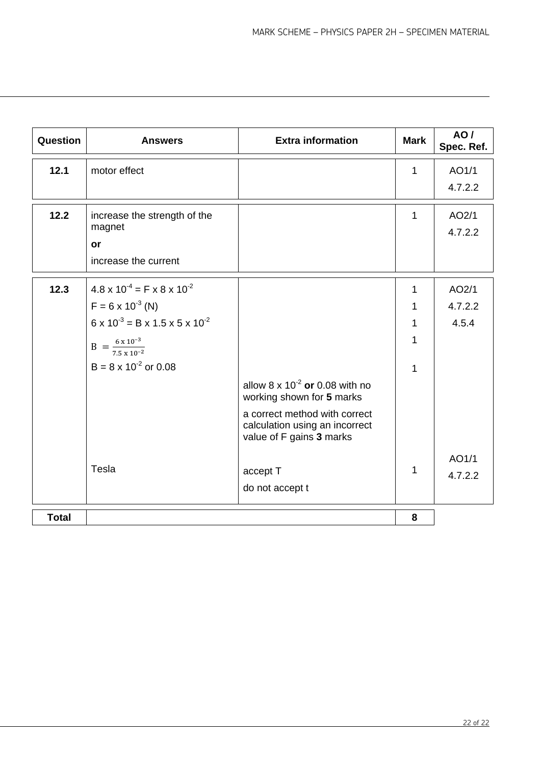| Question | Answers | Extra information | Mark | AO / Spec. Ref. |
|---|---|---|---|---|
| 12.1 | motor effect | | 1 | AO1/1<br>4.7.2.2 |
| 12.2 | increase the strength of the magnet<br>**or**<br>increase the current | | 1 | AO2/1<br>4.7.2.2 |
| 12.3 | $4.8 \times 10^{-4} = F \times 8 \times 10^{-2}$<br>$F = 6 \times 10^{-3}$ (N)<br>$6 \times 10^{-3} = B \times 1.5 \times 5 \times 10^{-2}$<br>$B = \frac{6 \times 10^{-3}}{7.5 \times 10^{-2}}$<br>$B = 8 \times 10^{-2}$ or 0.08 | allow $8 \times 10^{-2}$ **or** 0.08 with no working shown for **5** marks<br>a correct method with correct calculation using an incorrect value of F gains **3** marks | 1<br>1<br>1<br>1<br>1 | AO2/1<br>4.7.2.2<br>4.5.4 |
| | Tesla | accept T<br>do not accept t | 1 | AO1/1<br>4.7.2.2 |
| **Total** | | | **8** | |